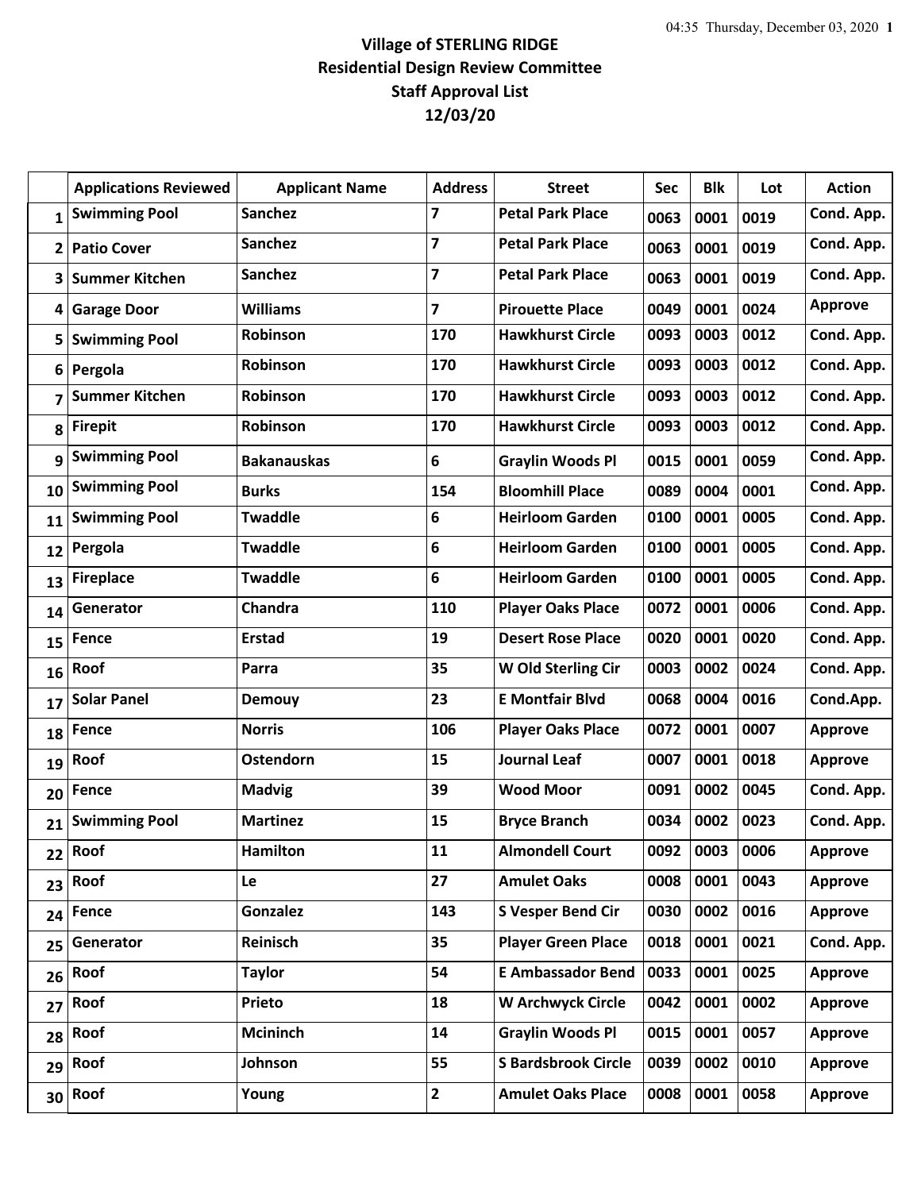# Village of STERLING RIDGE
## Residential Design Review Committee
## Staff Approval List
## 12/03/20

| | Applications Reviewed | Applicant Name | Address | Street | Sec | Blk | Lot | Action |
|---|---|---|---|---|---|---|---|---|
| 1 | Swimming Pool | Sanchez | 7 | Petal Park Place | 0063 | 0001 | 0019 | Cond. App. |
| 2 | Patio Cover | Sanchez | 7 | Petal Park Place | 0063 | 0001 | 0019 | Cond. App. |
| 3 | Summer Kitchen | Sanchez | 7 | Petal Park Place | 0063 | 0001 | 0019 | Cond. App. |
| 4 | Garage Door | Williams | 7 | Pirouette Place | 0049 | 0001 | 0024 | Approve |
| 5 | Swimming Pool | Robinson | 170 | Hawkhurst Circle | 0093 | 0003 | 0012 | Cond. App. |
| 6 | Pergola | Robinson | 170 | Hawkhurst Circle | 0093 | 0003 | 0012 | Cond. App. |
| 7 | Summer Kitchen | Robinson | 170 | Hawkhurst Circle | 0093 | 0003 | 0012 | Cond. App. |
| 8 | Firepit | Robinson | 170 | Hawkhurst Circle | 0093 | 0003 | 0012 | Cond. App. |
| 9 | Swimming Pool | Bakanauskas | 6 | Graylin Woods Pl | 0015 | 0001 | 0059 | Cond. App. |
| 10 | Swimming Pool | Burks | 154 | Bloomhill Place | 0089 | 0004 | 0001 | Cond. App. |
| 11 | Swimming Pool | Twaddle | 6 | Heirloom Garden | 0100 | 0001 | 0005 | Cond. App. |
| 12 | Pergola | Twaddle | 6 | Heirloom Garden | 0100 | 0001 | 0005 | Cond. App. |
| 13 | Fireplace | Twaddle | 6 | Heirloom Garden | 0100 | 0001 | 0005 | Cond. App. |
| 14 | Generator | Chandra | 110 | Player Oaks Place | 0072 | 0001 | 0006 | Cond. App. |
| 15 | Fence | Erstad | 19 | Desert Rose Place | 0020 | 0001 | 0020 | Cond. App. |
| 16 | Roof | Parra | 35 | W Old Sterling Cir | 0003 | 0002 | 0024 | Cond. App. |
| 17 | Solar Panel | Demouy | 23 | E Montfair Blvd | 0068 | 0004 | 0016 | Cond.App. |
| 18 | Fence | Norris | 106 | Player Oaks Place | 0072 | 0001 | 0007 | Approve |
| 19 | Roof | Ostendorn | 15 | Journal Leaf | 0007 | 0001 | 0018 | Approve |
| 20 | Fence | Madvig | 39 | Wood Moor | 0091 | 0002 | 0045 | Cond. App. |
| 21 | Swimming Pool | Martinez | 15 | Bryce Branch | 0034 | 0002 | 0023 | Cond. App. |
| 22 | Roof | Hamilton | 11 | Almondell Court | 0092 | 0003 | 0006 | Approve |
| 23 | Roof | Le | 27 | Amulet Oaks | 0008 | 0001 | 0043 | Approve |
| 24 | Fence | Gonzalez | 143 | S Vesper Bend Cir | 0030 | 0002 | 0016 | Approve |
| 25 | Generator | Reinisch | 35 | Player Green Place | 0018 | 0001 | 0021 | Cond. App. |
| 26 | Roof | Taylor | 54 | E Ambassador Bend | 0033 | 0001 | 0025 | Approve |
| 27 | Roof | Prieto | 18 | W Archwyck Circle | 0042 | 0001 | 0002 | Approve |
| 28 | Roof | Mcininch | 14 | Graylin Woods Pl | 0015 | 0001 | 0057 | Approve |
| 29 | Roof | Johnson | 55 | S Bardsbrook Circle | 0039 | 0002 | 0010 | Approve |
| 30 | Roof | Young | 2 | Amulet Oaks Place | 0008 | 0001 | 0058 | Approve |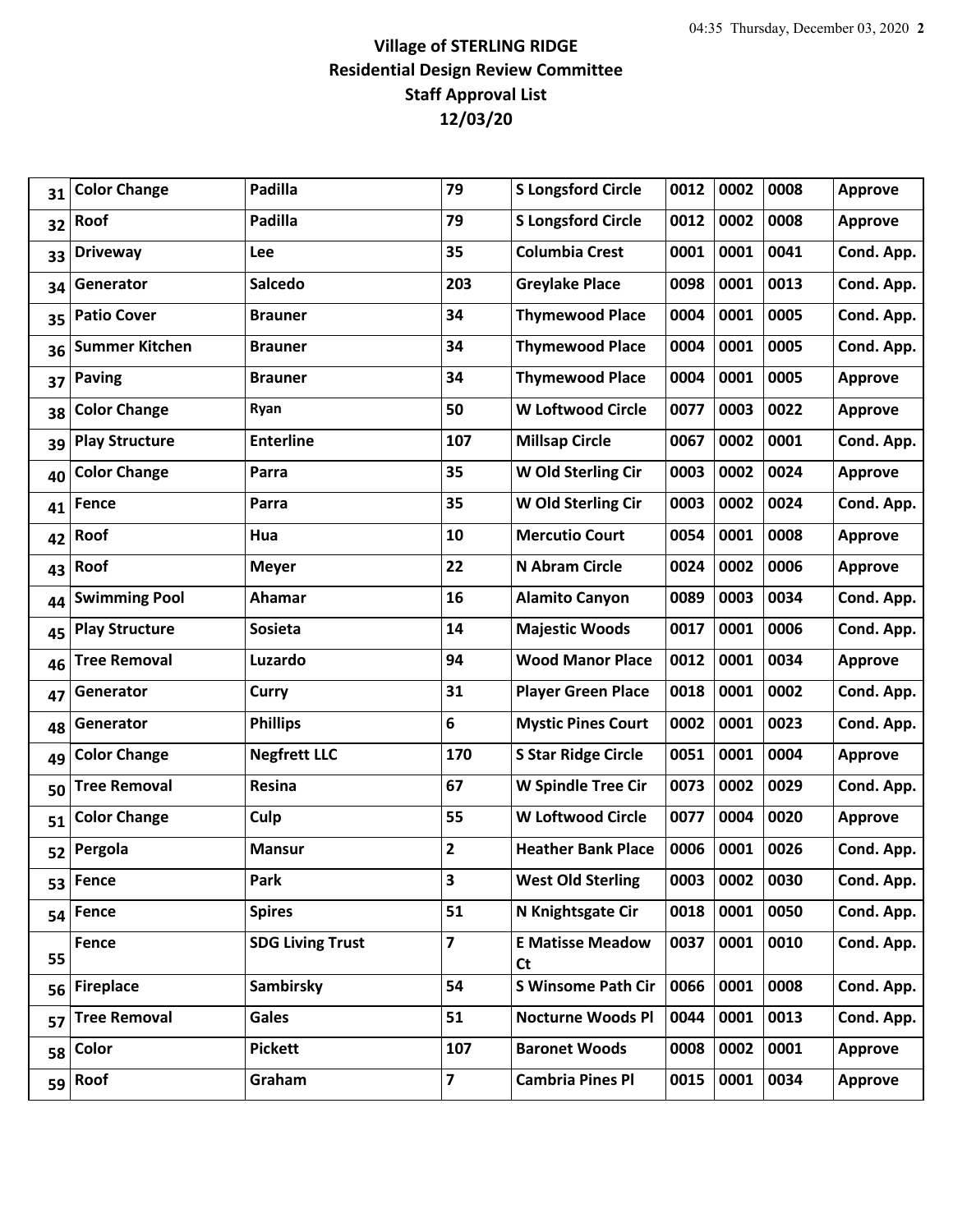# Village of STERLING RIDGE
## Residential Design Review Committee
## Staff Approval List
## 12/03/20

| | | | | | | | | |
|---|---|---|---|---|---|---|---|---|
| 31 | **Color Change** | **Padilla** | **79** | **S Longsford Circle** | **0012** | **0002** | **0008** | **Approve** |
| 32 | **Roof** | **Padilla** | **79** | **S Longsford Circle** | **0012** | **0002** | **0008** | **Approve** |
| 33 | **Driveway** | **Lee** | **35** | **Columbia Crest** | **0001** | **0001** | **0041** | **Cond. App.** |
| 34 | **Generator** | **Salcedo** | **203** | **Greylake Place** | **0098** | **0001** | **0013** | **Cond. App.** |
| 35 | **Patio Cover** | **Brauner** | **34** | **Thymewood Place** | **0004** | **0001** | **0005** | **Cond. App.** |
| 36 | **Summer Kitchen** | **Brauner** | **34** | **Thymewood Place** | **0004** | **0001** | **0005** | **Cond. App.** |
| 37 | **Paving** | **Brauner** | **34** | **Thymewood Place** | **0004** | **0001** | **0005** | **Approve** |
| 38 | **Color Change** | **Ryan** | **50** | **W Loftwood Circle** | **0077** | **0003** | **0022** | **Approve** |
| 39 | **Play Structure** | **Enterline** | **107** | **Millsap Circle** | **0067** | **0002** | **0001** | **Cond. App.** |
| 40 | **Color Change** | **Parra** | **35** | **W Old Sterling Cir** | **0003** | **0002** | **0024** | **Approve** |
| 41 | **Fence** | **Parra** | **35** | **W Old Sterling Cir** | **0003** | **0002** | **0024** | **Cond. App.** |
| 42 | **Roof** | **Hua** | **10** | **Mercutio Court** | **0054** | **0001** | **0008** | **Approve** |
| 43 | **Roof** | **Meyer** | **22** | **N Abram Circle** | **0024** | **0002** | **0006** | **Approve** |
| 44 | **Swimming Pool** | **Ahamar** | **16** | **Alamito Canyon** | **0089** | **0003** | **0034** | **Cond. App.** |
| 45 | **Play Structure** | **Sosieta** | **14** | **Majestic Woods** | **0017** | **0001** | **0006** | **Cond. App.** |
| 46 | **Tree Removal** | **Luzardo** | **94** | **Wood Manor Place** | **0012** | **0001** | **0034** | **Approve** |
| 47 | **Generator** | **Curry** | **31** | **Player Green Place** | **0018** | **0001** | **0002** | **Cond. App.** |
| 48 | **Generator** | **Phillips** | **6** | **Mystic Pines Court** | **0002** | **0001** | **0023** | **Cond. App.** |
| 49 | **Color Change** | **Negfrett LLC** | **170** | **S Star Ridge Circle** | **0051** | **0001** | **0004** | **Approve** |
| 50 | **Tree Removal** | **Resina** | **67** | **W Spindle Tree Cir** | **0073** | **0002** | **0029** | **Cond. App.** |
| 51 | **Color Change** | **Culp** | **55** | **W Loftwood Circle** | **0077** | **0004** | **0020** | **Approve** |
| 52 | **Pergola** | **Mansur** | **2** | **Heather Bank Place** | **0006** | **0001** | **0026** | **Cond. App.** |
| 53 | **Fence** | **Park** | **3** | **West Old Sterling** | **0003** | **0002** | **0030** | **Cond. App.** |
| 54 | **Fence** | **Spires** | **51** | **N Knightsgate Cir** | **0018** | **0001** | **0050** | **Cond. App.** |
| 55 | **Fence** | **SDG Living Trust** | **7** | **E Matisse Meadow Ct** | **0037** | **0001** | **0010** | **Cond. App.** |
| 56 | **Fireplace** | **Sambirsky** | **54** | **S Winsome Path Cir** | **0066** | **0001** | **0008** | **Cond. App.** |
| 57 | **Tree Removal** | **Gales** | **51** | **Nocturne Woods Pl** | **0044** | **0001** | **0013** | **Cond. App.** |
| 58 | **Color** | **Pickett** | **107** | **Baronet Woods** | **0008** | **0002** | **0001** | **Approve** |
| 59 | **Roof** | **Graham** | **7** | **Cambria Pines Pl** | **0015** | **0001** | **0034** | **Approve** |